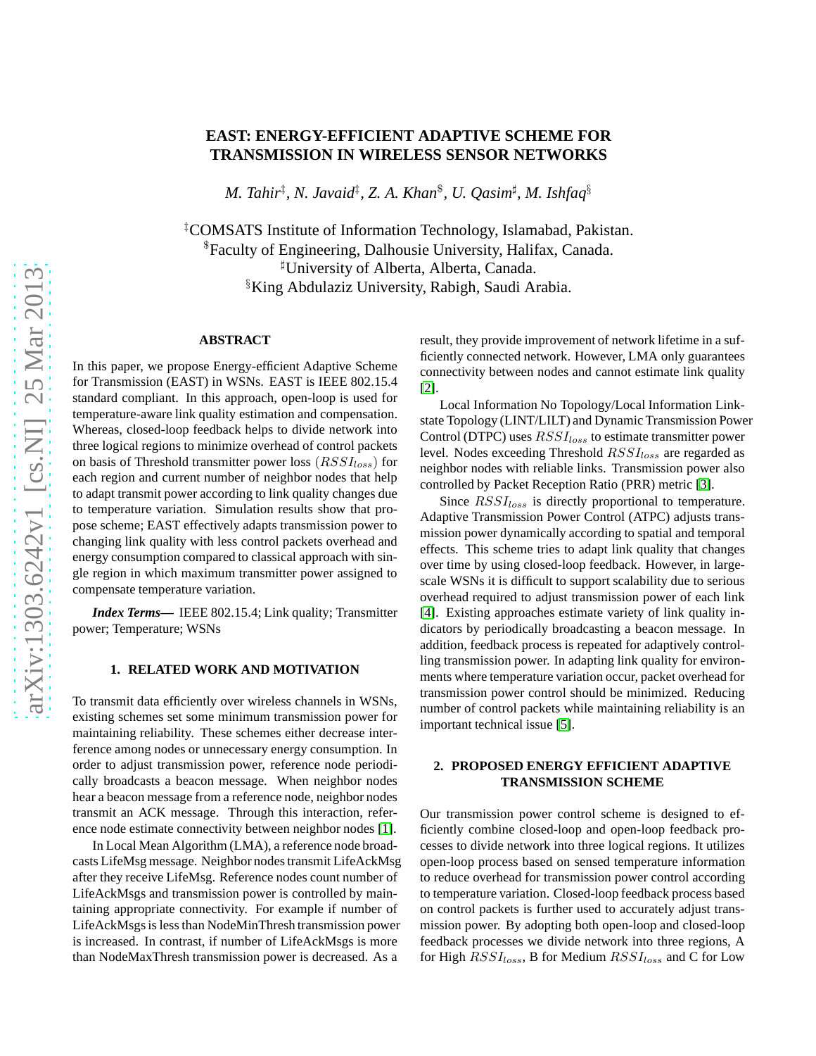# EAST: ENERGY-EFFICIENT ADAPTIVE SCHEME FOR TRANSMISSION IN WIRELESS SENSOR NETWORKS

*M. Tahir‡, N. Javaid‡, Z. A. Khan$, U. Qasim♯, M. Ishfaq§*

‡COMSATS Institute of Information Technology, Islamabad, Pakistan.
$Faculty of Engineering, Dalhousie University, Halifax, Canada.
♯University of Alberta, Alberta, Canada.
§King Abdulaziz University, Rabigh, Saudi Arabia.

### ABSTRACT

In this paper, we propose Energy-efficient Adaptive Scheme for Transmission (EAST) in WSNs. EAST is IEEE 802.15.4 standard compliant. In this approach, open-loop is used for temperature-aware link quality estimation and compensation. Whereas, closed-loop feedback helps to divide network into three logical regions to minimize overhead of control packets on basis of Threshold transmitter power loss $(RSSI_{loss})$ for each region and current number of neighbor nodes that help to adapt transmit power according to link quality changes due to temperature variation. Simulation results show that propose scheme; EAST effectively adapts transmission power to changing link quality with less control packets overhead and energy consumption compared to classical approach with single region in which maximum transmitter power assigned to compensate temperature variation.

***Index Terms***— IEEE 802.15.4; Link quality; Transmitter power; Temperature; WSNs

## 1. RELATED WORK AND MOTIVATION

To transmit data efficiently over wireless channels in WSNs, existing schemes set some minimum transmission power for maintaining reliability. These schemes either decrease interference among nodes or unnecessary energy consumption. In order to adjust transmission power, reference node periodically broadcasts a beacon message. When neighbor nodes hear a beacon message from a reference node, neighbor nodes transmit an ACK message. Through this interaction, reference node estimate connectivity between neighbor nodes [1].

In Local Mean Algorithm (LMA), a reference node broadcasts LifeMsg message. Neighbor nodes transmit LifeAckMsg after they receive LifeMsg. Reference nodes count number of LifeAckMsgs and transmission power is controlled by maintaining appropriate connectivity. For example if number of LifeAckMsgs is less than NodeMinThresh transmission power is increased. In contrast, if number of LifeAckMsgs is more than NodeMaxThresh transmission power is decreased. As a result, they provide improvement of network lifetime in a sufficiently connected network. However, LMA only guarantees connectivity between nodes and cannot estimate link quality [2].

Local Information No Topology/Local Information Link-state Topology (LINT/LILT) and Dynamic Transmitter Power Control (DTPC) uses $RSSI_{loss}$ to estimate transmitter power level. Nodes exceeding Threshold $RSSI_{loss}$ are regarded as neighbor nodes with reliable links. Transmission power also controlled by Packet Reception Ratio (PRR) metric [3].

Since $RSSI_{loss}$ is directly proportional to temperature. Adaptive Transmission Power Control (ATPC) adjusts transmission power dynamically according to spatial and temporal effects. This scheme tries to adapt link quality that changes over time by using closed-loop feedback. However, in large-scale WSNs it is difficult to support scalability due to serious overhead required to adjust transmission power of each link [4]. Existing approaches estimate variety of link quality indicators by periodically broadcasting a beacon message. In addition, feedback process is repeated for adaptively controlling transmission power. In adapting link quality for environments where temperature variation occur, packet overhead for transmission power control should be minimized. Reducing number of control packets while maintaining reliability is an important technical issue [5].

## 2. PROPOSED ENERGY EFFICIENT ADAPTIVE TRANSMISSION SCHEME

Our transmission power control scheme is designed to efficiently combine closed-loop and open-loop feedback processes to divide network into three logical regions. It utilizes open-loop process based on sensed temperature information to reduce overhead for transmission power control according to temperature variation. Closed-loop feedback process based on control packets is further used to accurately adjust transmission power. By adopting both open-loop and closed-loop feedback processes we divide network into three regions, A for High $RSSI_{loss}$, B for Medium $RSSI_{loss}$ and C for Low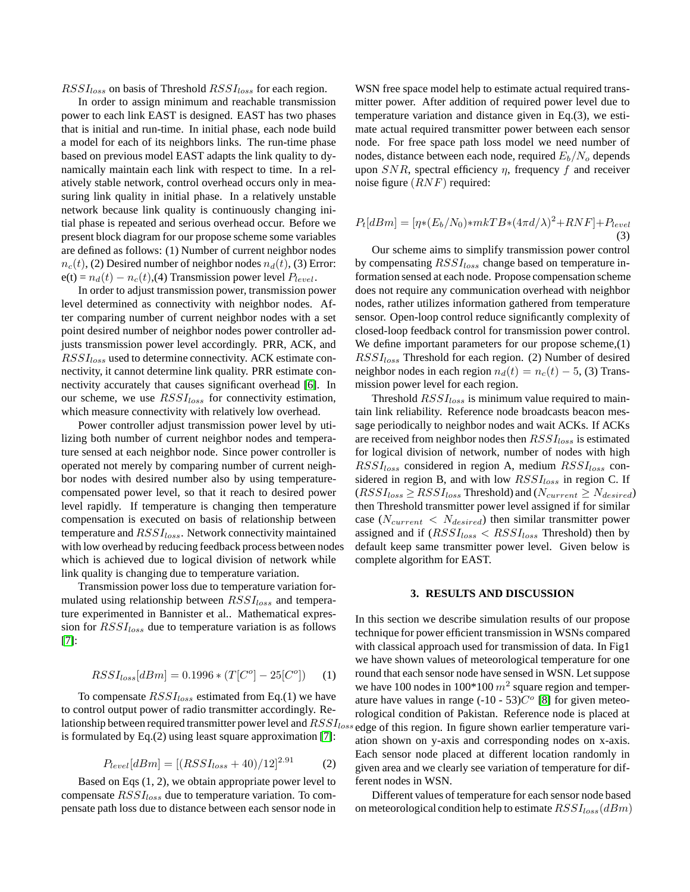$RSSI_{loss}$ on basis of Threshold $RSSI_{loss}$ for each region.

In order to assign minimum and reachable transmission power to each link EAST is designed. EAST has two phases that is initial and run-time. In initial phase, each node build a model for each of its neighbors links. The run-time phase based on previous model EAST adapts the link quality to dynamically maintain each link with respect to time. In a relatively stable network, control overhead occurs only in measuring link quality in initial phase. In a relatively unstable network because link quality is continuously changing initial phase is repeated and serious overhead occur. Before we present block diagram for our propose scheme some variables are defined as follows: (1) Number of current neighbor nodes $n_c(t)$, (2) Desired number of neighbor nodes $n_d(t)$, (3) Error: e(t) = $n_d(t) - n_c(t)$,(4) Transmission power level $P_{level}$.

In order to adjust transmission power, transmission power level determined as connectivity with neighbor nodes. After comparing number of current neighbor nodes with a set point desired number of neighbor nodes power controller adjusts transmission power level accordingly. PRR, ACK, and $RSSI_{loss}$ used to determine connectivity. ACK estimate connectivity, it cannot determine link quality. PRR estimate connectivity accurately that causes significant overhead [6]. In our scheme, we use $RSSI_{loss}$ for connectivity estimation, which measure connectivity with relatively low overhead.

Power controller adjust transmission power level by utilizing both number of current neighbor nodes and temperature sensed at each neighbor node. Since power controller is operated not merely by comparing number of current neighbor nodes with desired number also by using temperature-compensated power level, so that it reach to desired power level rapidly. If temperature is changing then temperature compensation is executed on basis of relationship between temperature and $RSSI_{loss}$. Network connectivity maintained with low overhead by reducing feedback process between nodes which is achieved due to logical division of network while link quality is changing due to temperature variation.

Transmission power loss due to temperature variation formulated using relationship between $RSSI_{loss}$ and temperature experimented in Bannister et al.. Mathematical expression for $RSSI_{loss}$ due to temperature variation is as follows [7]:

$$RSSI_{loss}[dBm] = 0.1996 * (T[C^o] - 25[C^o]) \quad (1)$$

To compensate $RSSI_{loss}$ estimated from Eq.(1) we have to control output power of radio transmitter accordingly. Relationship between required transmitter power level and $RSSI_{loss}$ is formulated by Eq.(2) using least square approximation [7]:

$$P_{level}[dBm] = [(RSSI_{loss} + 40)/12]^{2.91} \quad (2)$$

Based on Eqs (1, 2), we obtain appropriate power level to compensate $RSSI_{loss}$ due to temperature variation. To compensate path loss due to distance between each sensor node in WSN free space model help to estimate actual required transmitter power. After addition of required power level due to temperature variation and distance given in Eq.(3), we estimate actual required transmitter power between each sensor node. For free space path loss model we need number of nodes, distance between each node, required $E_b/N_o$ depends upon $SNR$, spectral efficiency $\eta$, frequency $f$ and receiver noise figure $(RNF)$ required:

$$P_t[dBm] = [\eta*(E_b/N_0)*mkTB*(4\pi d/\lambda)^2 + RNF] + P_{level} \quad (3)$$

Our scheme aims to simplify transmission power control by compensating $RSSI_{loss}$ change based on temperature information sensed at each node. Propose compensation scheme does not require any communication overhead with neighbor nodes, rather utilizes information gathered from temperature sensor. Open-loop control reduce significantly complexity of closed-loop feedback control for transmission power control. We define important parameters for our propose scheme,(1) $RSSI_{loss}$ Threshold for each region. (2) Number of desired neighbor nodes in each region $n_d(t) = n_c(t) - 5$, (3) Transmission power level for each region.

Threshold $RSSI_{loss}$ is minimum value required to maintain link reliability. Reference node broadcasts beacon message periodically to neighbor nodes and wait ACKs. If ACKs are received from neighbor nodes then $RSSI_{loss}$ is estimated for logical division of network, number of nodes with high $RSSI_{loss}$ considered in region A, medium $RSSI_{loss}$ considered in region B, and with low $RSSI_{loss}$ in region C. If ($RSSI_{loss} \geq RSSI_{loss}$ Threshold) and ($N_{current} \geq N_{desired}$) then Threshold transmitter power level assigned if for similar case ($N_{current} < N_{desired}$) then similar transmitter power assigned and if ($RSSI_{loss} < RSSI_{loss}$ Threshold) then by default keep same transmitter power level. Given below is complete algorithm for EAST.

## 3. RESULTS AND DISCUSSION

In this section we describe simulation results of our propose technique for power efficient transmission in WSNs compared with classical approach used for transmission of data. In Fig1 we have shown values of meteorological temperature for one round that each sensor node have sensed in WSN. Let suppose we have 100 nodes in 100*100 $m^2$ square region and temperature have values in range (-10 - 53)$C^o$ [8] for given meteorological condition of Pakistan. Reference node is placed at edge of this region. In figure shown earlier temperature variation shown on y-axis and corresponding nodes on x-axis. Each sensor node placed at different location randomly in given area and we clearly see variation of temperature for different nodes in WSN.

Different values of temperature for each sensor node based on meteorological condition help to estimate $RSSI_{loss}(dBm)$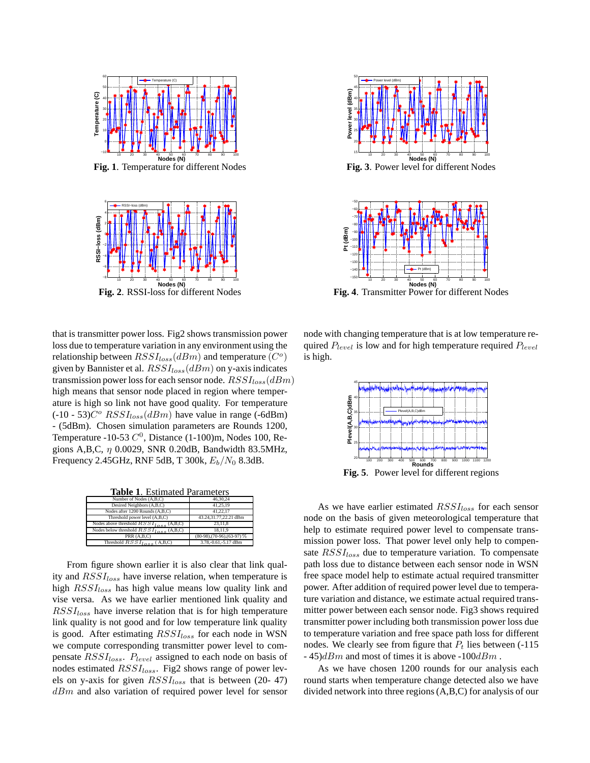Fig. 1. Temperature for different Nodes

Fig. 2. RSSI-loss for different Nodes

Fig. 3. Power level for different Nodes

Fig. 4. Transmitter Power for different Nodes

that is transmitter power loss. Fig2 shows transmission power loss due to temperature variation in any environment using the relationship between $RSSI_{loss}(dBm)$ and temperature $(C^o)$ given by Bannister et al. $RSSI_{loss}(dBm)$ on y-axis indicates transmission power loss for each sensor node. $RSSI_{loss}(dBm)$ high means that sensor node placed in region where temperature is high so link not have good quality. For temperature (-10 - 53)$C^o$ $RSSI_{loss}(dBm)$ have value in range (-6dBm) - (5dBm). Chosen simulation parameters are Rounds 1200, Temperature -10-53 $C^0$, Distance (1-100)m, Nodes 100, Regions A,B,C, $\eta$ 0.0029, SNR 0.20dB, Bandwidth 83.5MHz, Frequency 2.45GHz, RNF 5dB, T 300k, $E_b/N_0$ 8.3dB.

**Table 1**. Estimated Parameters

| | |
|---|---|
| Number of Nodes (A,B,C) | 46,30,24 |
| Desired Neighbors (A,B,C) | 41,25,19 |
| Nodes after 1200 Rounds (A,B,C) | 41,22,17 |
| Threshold power level (A,B,C) | 43.24,31.77,22.21 dBm |
| Nodes above threshold $RSSI_{loss}$ (A,B,C) | 23,11,8 |
| Nodes below threshold $RSSI_{loss}$ (A,B,C) | 18,11,9 |
| PRR (A,B,C) | (80-98),(70-96),(63-97) % |
| Threshold $RSSI_{loss}$ ( A,B,C) | 3.78,-0.61,-5.17 dBm |

From figure shown earlier it is also clear that link quality and $RSSI_{loss}$ have inverse relation, when temperature is high $RSSI_{loss}$ has high value means low quality link and vise versa. As we have earlier mentioned link quality and $RSSI_{loss}$ have inverse relation that is for high temperature link quality is not good and for low temperature link quality is good. After estimating $RSSI_{loss}$ for each node in WSN we compute corresponding transmitter power level to compensate $RSSI_{loss}$. $P_{level}$ assigned to each node on basis of nodes estimated $RSSI_{loss}$. Fig2 shows range of power levels on y-axis for given $RSSI_{loss}$ that is between (20- 47) $dBm$ and also variation of required power level for sensor node with changing temperature that is at low temperature required $P_{level}$ is low and for high temperature required $P_{level}$ is high.

Fig. 5. Power level for different regions

As we have earlier estimated $RSSI_{loss}$ for each sensor node on the basis of given meteorological temperature that help to estimate required power level to compensate transmission power loss. That power level only help to compensate $RSSI_{loss}$ due to temperature variation. To compensate path loss due to distance between each sensor node in WSN free space model help to estimate actual required transmitter power. After addition of required power level due to temperature variation and distance, we estimate actual required transmitter power between each sensor node. Fig3 shows required transmitter power including both transmission power loss due to temperature variation and free space path loss for different nodes. We clearly see from figure that $P_t$ lies between (-115 - 45)$dBm$ and most of times it is above -100$dBm$.

As we have chosen 1200 rounds for our analysis each round starts when temperature change detected also we have divided network into three regions (A,B,C) for analysis of our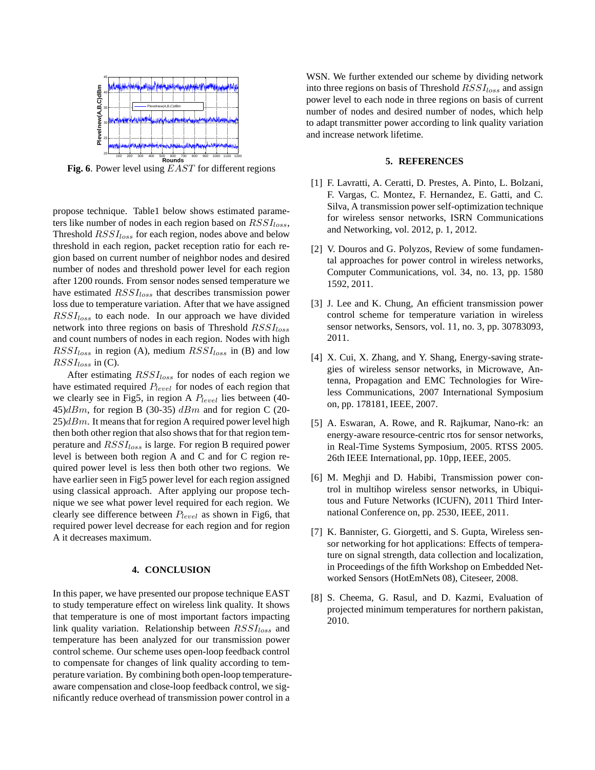Plevelnew(A,B,C)dBm

45
40
35
30
25
20

Plevelnew(A,B,C)dBm

100 200 300 400 500 600 700 800 900 1000 1100 1200

Rounds

**Fig. 6**. Power level using $EAST$ for different regions

propose technique. Table1 below shows estimated parameters like number of nodes in each region based on $RSSI_{loss}$, Threshold $RSSI_{loss}$ for each region, nodes above and below threshold in each region, packet reception ratio for each region based on current number of neighbor nodes and desired number of nodes and threshold power level for each region after 1200 rounds. From sensor nodes sensed temperature we have estimated $RSSI_{loss}$ that describes transmission power loss due to temperature variation. After that we have assigned $RSSI_{loss}$ to each node. In our approach we have divided network into three regions on basis of Threshold $RSSI_{loss}$ and count numbers of nodes in each region. Nodes with high $RSSI_{loss}$ in region (A), medium $RSSI_{loss}$ in (B) and low $RSSI_{loss}$ in (C).

After estimating $RSSI_{loss}$ for nodes of each region we have estimated required $P_{level}$ for nodes of each region that we clearly see in Fig5, in region A $P_{level}$ lies between (40-45)$dBm$, for region B (30-35) $dBm$ and for region C (20-25)$dBm$. It means that for region A required power level high then both other region that also shows that for that region temperature and $RSSI_{loss}$ is large. For region B required power level is between both region A and C and for C region required power level is less then both other two regions. We have earlier seen in Fig5 power level for each region assigned using classical approach. After applying our propose technique we see what power level required for each region. We clearly see difference between $P_{level}$ as shown in Fig6, that required power level decrease for each region and for region A it decreases maximum.

## 4. CONCLUSION

In this paper, we have presented our propose technique EAST to study temperature effect on wireless link quality. It shows that temperature is one of most important factors impacting link quality variation. Relationship between $RSSI_{loss}$ and temperature has been analyzed for our transmission power control scheme. Our scheme uses open-loop feedback control to compensate for changes of link quality according to temperature variation. By combining both open-loop temperature-aware compensation and close-loop feedback control, we significantly reduce overhead of transmission power control in a WSN. We further extended our scheme by dividing network into three regions on basis of Threshold $RSSI_{loss}$ and assign power level to each node in three regions on basis of current number of nodes and desired number of nodes, which help to adapt transmitter power according to link quality variation and increase network lifetime.

## 5. REFERENCES

[1] F. Lavratti, A. Ceratti, D. Prestes, A. Pinto, L. Bolzani, F. Vargas, C. Montez, F. Hernandez, E. Gatti, and C. Silva, A transmission power self-optimization technique for wireless sensor networks, ISRN Communications and Networking, vol. 2012, p. 1, 2012.

[2] V. Douros and G. Polyzos, Review of some fundamental approaches for power control in wireless networks, Computer Communications, vol. 34, no. 13, pp. 1580 1592, 2011.

[3] J. Lee and K. Chung, An efficient transmission power control scheme for temperature variation in wireless sensor networks, Sensors, vol. 11, no. 3, pp. 30783093, 2011.

[4] X. Cui, X. Zhang, and Y. Shang, Energy-saving strategies of wireless sensor networks, in Microwave, Antenna, Propagation and EMC Technologies for Wireless Communications, 2007 International Symposium on, pp. 178181, IEEE, 2007.

[5] A. Eswaran, A. Rowe, and R. Rajkumar, Nano-rk: an energy-aware resource-centric rtos for sensor networks, in Real-Time Systems Symposium, 2005. RTSS 2005. 26th IEEE International, pp. 10pp, IEEE, 2005.

[6] M. Meghji and D. Habibi, Transmission power control in multihop wireless sensor networks, in Ubiquitous and Future Networks (ICUFN), 2011 Third International Conference on, pp. 2530, IEEE, 2011.

[7] K. Bannister, G. Giorgetti, and S. Gupta, Wireless sensor networking for hot applications: Effects of temperature on signal strength, data collection and localization, in Proceedings of the fifth Workshop on Embedded Networked Sensors (HotEmNets 08), Citeseer, 2008.

[8] S. Cheema, G. Rasul, and D. Kazmi, Evaluation of projected minimum temperatures for northern pakistan, 2010.